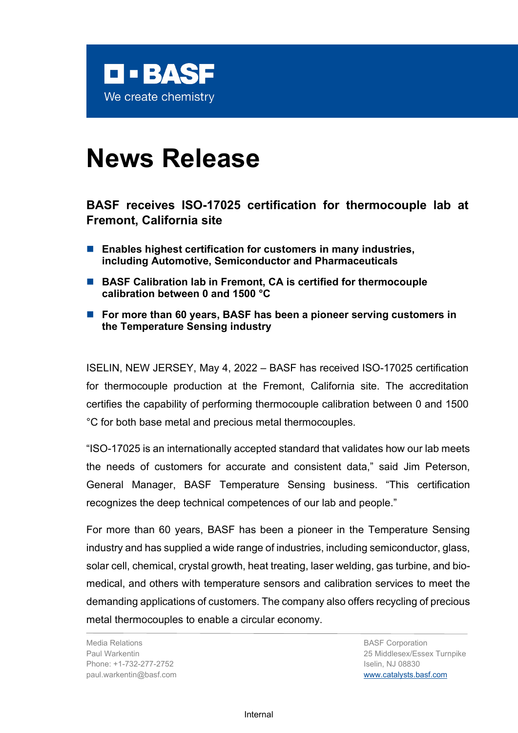**BASF**

We create chemistry

# News Release

## BASF receives ISO-17025 certification for thermocouple lab at Fremont, California site

- **Enables highest certification for customers in many industries, including Automotive, Semiconductor and Pharmaceuticals**
- **BASF Calibration lab in Fremont, CA is certified for thermocouple calibration between 0 and 1500 °C**
- **For more than 60 years, BASF has been a pioneer serving customers in the Temperature Sensing industry**

ISELIN, NEW JERSEY, May 4, 2022 – BASF has received ISO-17025 certification for thermocouple production at the Fremont, California site. The accreditation certifies the capability of performing thermocouple calibration between 0 and 1500 °C for both base metal and precious metal thermocouples.

"ISO-17025 is an internationally accepted standard that validates how our lab meets the needs of customers for accurate and consistent data," said Jim Peterson, General Manager, BASF Temperature Sensing business. "This certification recognizes the deep technical competences of our lab and people."

For more than 60 years, BASF has been a pioneer in the Temperature Sensing industry and has supplied a wide range of industries, including semiconductor, glass, solar cell, chemical, crystal growth, heat treating, laser welding, gas turbine, and bio-medical, and others with temperature sensors and calibration services to meet the demanding applications of customers. The company also offers recycling of precious metal thermocouples to enable a circular economy.

Media Relations
Paul Warkentin
Phone: +1-732-277-2752
paul.warkentin@basf.com

BASF Corporation
25 Middlesex/Essex Turnpike
Iselin, NJ 08830
www.catalysts.basf.com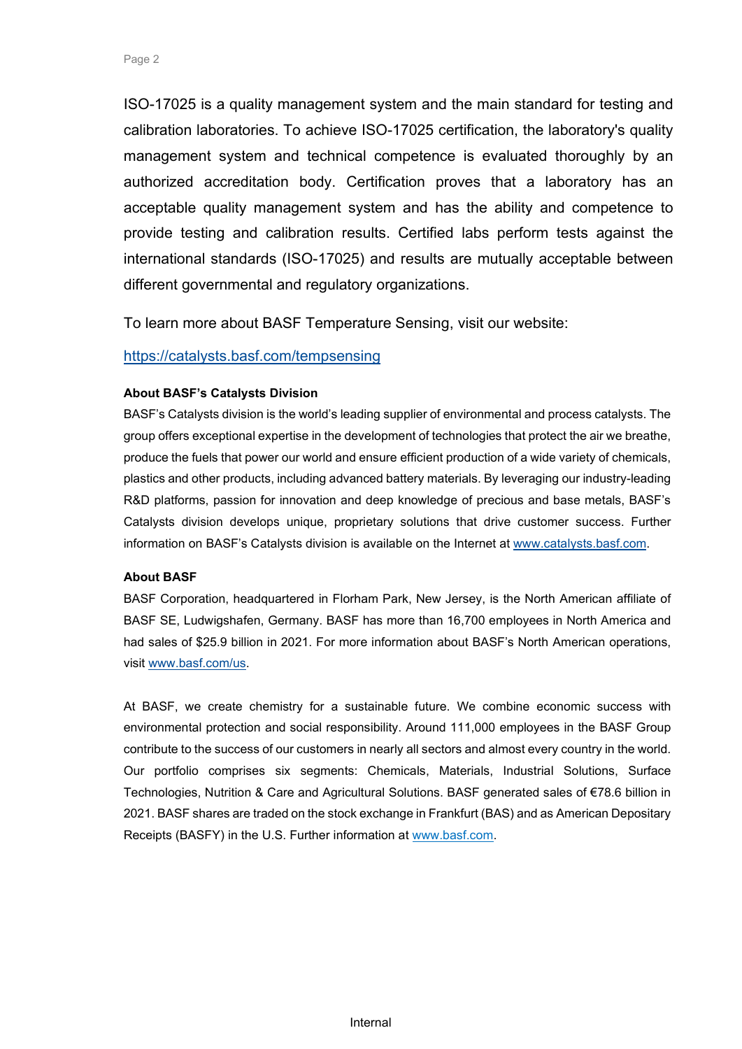ISO-17025 is a quality management system and the main standard for testing and calibration laboratories. To achieve ISO-17025 certification, the laboratory's quality management system and technical competence is evaluated thoroughly by an authorized accreditation body. Certification proves that a laboratory has an acceptable quality management system and has the ability and competence to provide testing and calibration results. Certified labs perform tests against the international standards (ISO-17025) and results are mutually acceptable between different governmental and regulatory organizations.

To learn more about BASF Temperature Sensing, visit our website:

https://catalysts.basf.com/tempsensing

**About BASF's Catalysts Division**

BASF's Catalysts division is the world's leading supplier of environmental and process catalysts. The group offers exceptional expertise in the development of technologies that protect the air we breathe, produce the fuels that power our world and ensure efficient production of a wide variety of chemicals, plastics and other products, including advanced battery materials. By leveraging our industry-leading R&D platforms, passion for innovation and deep knowledge of precious and base metals, BASF's Catalysts division develops unique, proprietary solutions that drive customer success. Further information on BASF's Catalysts division is available on the Internet at www.catalysts.basf.com.

**About BASF**

BASF Corporation, headquartered in Florham Park, New Jersey, is the North American affiliate of BASF SE, Ludwigshafen, Germany. BASF has more than 16,700 employees in North America and had sales of $25.9 billion in 2021. For more information about BASF's North American operations, visit www.basf.com/us.

At BASF, we create chemistry for a sustainable future. We combine economic success with environmental protection and social responsibility. Around 111,000 employees in the BASF Group contribute to the success of our customers in nearly all sectors and almost every country in the world. Our portfolio comprises six segments: Chemicals, Materials, Industrial Solutions, Surface Technologies, Nutrition & Care and Agricultural Solutions. BASF generated sales of €78.6 billion in 2021. BASF shares are traded on the stock exchange in Frankfurt (BAS) and as American Depositary Receipts (BASFY) in the U.S. Further information at www.basf.com.